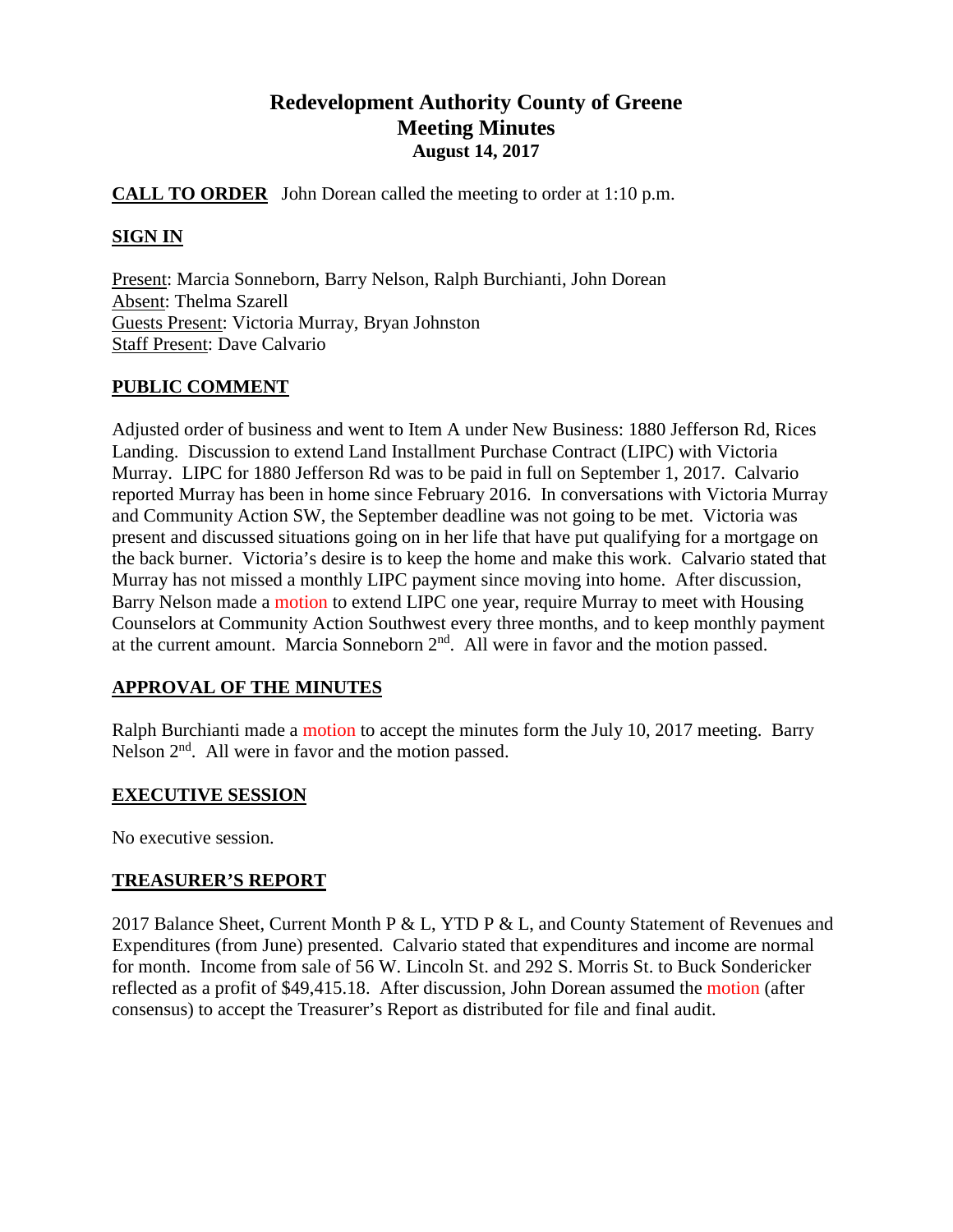# Redevelopment Authority County of Greene
## Meeting Minutes
**August 14, 2017**

**CALL TO ORDER** John Dorean called the meeting to order at 1:10 p.m.

**SIGN IN**

Present: Marcia Sonneborn, Barry Nelson, Ralph Burchianti, John Dorean
Absent: Thelma Szarell
Guests Present: Victoria Murray, Bryan Johnston
Staff Present: Dave Calvario

**PUBLIC COMMENT**

Adjusted order of business and went to Item A under New Business: 1880 Jefferson Rd, Rices Landing. Discussion to extend Land Installment Purchase Contract (LIPC) with Victoria Murray. LIPC for 1880 Jefferson Rd was to be paid in full on September 1, 2017. Calvario reported Murray has been in home since February 2016. In conversations with Victoria Murray and Community Action SW, the September deadline was not going to be met. Victoria was present and discussed situations going on in her life that have put qualifying for a mortgage on the back burner. Victoria's desire is to keep the home and make this work. Calvario stated that Murray has not missed a monthly LIPC payment since moving into home. After discussion, Barry Nelson made a motion to extend LIPC one year, require Murray to meet with Housing Counselors at Community Action Southwest every three months, and to keep monthly payment at the current amount. Marcia Sonneborn 2nd. All were in favor and the motion passed.

**APPROVAL OF THE MINUTES**

Ralph Burchianti made a motion to accept the minutes form the July 10, 2017 meeting. Barry Nelson 2nd. All were in favor and the motion passed.

**EXECUTIVE SESSION**

No executive session.

**TREASURER'S REPORT**

2017 Balance Sheet, Current Month P & L, YTD P & L, and County Statement of Revenues and Expenditures (from June) presented. Calvario stated that expenditures and income are normal for month. Income from sale of 56 W. Lincoln St. and 292 S. Morris St. to Buck Sondericker reflected as a profit of $49,415.18. After discussion, John Dorean assumed the motion (after consensus) to accept the Treasurer's Report as distributed for file and final audit.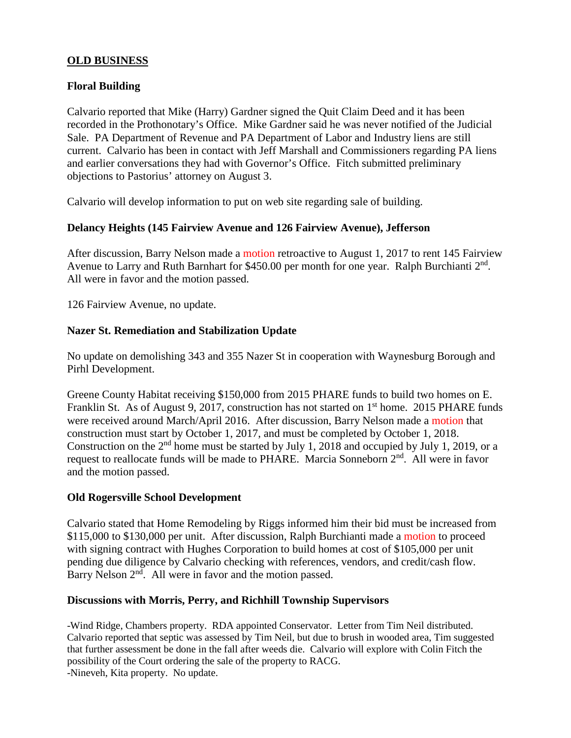## OLD BUSINESS

### Floral Building

Calvario reported that Mike (Harry) Gardner signed the Quit Claim Deed and it has been recorded in the Prothonotary's Office. Mike Gardner said he was never notified of the Judicial Sale. PA Department of Revenue and PA Department of Labor and Industry liens are still current. Calvario has been in contact with Jeff Marshall and Commissioners regarding PA liens and earlier conversations they had with Governor's Office. Fitch submitted preliminary objections to Pastorius' attorney on August 3.

Calvario will develop information to put on web site regarding sale of building.

### Delancy Heights (145 Fairview Avenue and 126 Fairview Avenue), Jefferson

After discussion, Barry Nelson made a motion retroactive to August 1, 2017 to rent 145 Fairview Avenue to Larry and Ruth Barnhart for $450.00 per month for one year. Ralph Burchianti 2nd. All were in favor and the motion passed.

126 Fairview Avenue, no update.

### Nazer St. Remediation and Stabilization Update

No update on demolishing 343 and 355 Nazer St in cooperation with Waynesburg Borough and Pirhl Development.

Greene County Habitat receiving $150,000 from 2015 PHARE funds to build two homes on E. Franklin St. As of August 9, 2017, construction has not started on 1st home. 2015 PHARE funds were received around March/April 2016. After discussion, Barry Nelson made a motion that construction must start by October 1, 2017, and must be completed by October 1, 2018. Construction on the 2nd home must be started by July 1, 2018 and occupied by July 1, 2019, or a request to reallocate funds will be made to PHARE. Marcia Sonneborn 2nd. All were in favor and the motion passed.

### Old Rogersville School Development

Calvario stated that Home Remodeling by Riggs informed him their bid must be increased from $115,000 to $130,000 per unit. After discussion, Ralph Burchianti made a motion to proceed with signing contract with Hughes Corporation to build homes at cost of $105,000 per unit pending due diligence by Calvario checking with references, vendors, and credit/cash flow. Barry Nelson 2nd. All were in favor and the motion passed.

### Discussions with Morris, Perry, and Richhill Township Supervisors

-Wind Ridge, Chambers property. RDA appointed Conservator. Letter from Tim Neil distributed. Calvario reported that septic was assessed by Tim Neil, but due to brush in wooded area, Tim suggested that further assessment be done in the fall after weeds die. Calvario will explore with Colin Fitch the possibility of the Court ordering the sale of the property to RACG.
-Nineveh, Kita property. No update.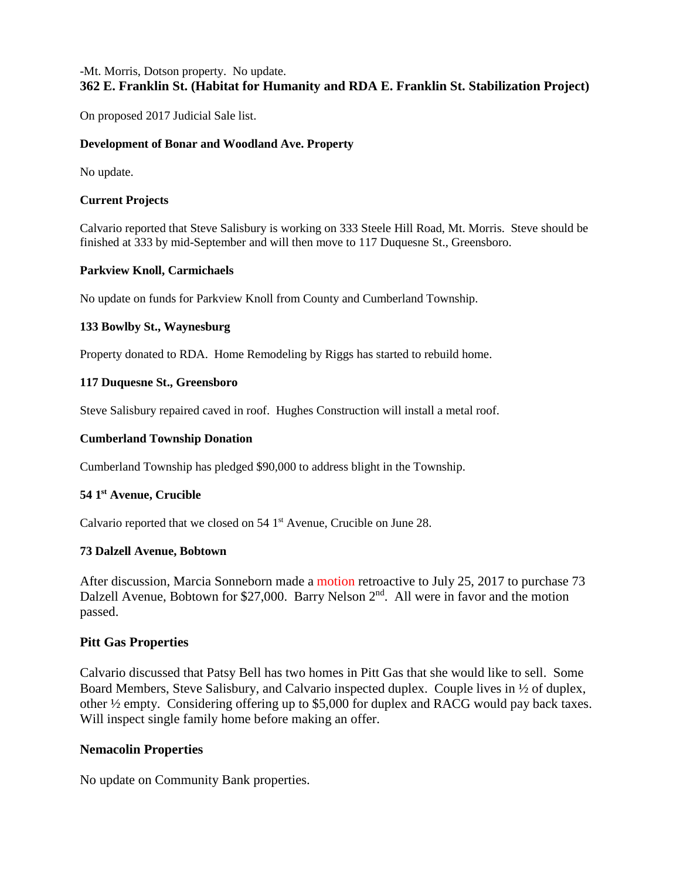-Mt. Morris, Dotson property. No update.

**362 E. Franklin St. (Habitat for Humanity and RDA E. Franklin St. Stabilization Project)**

On proposed 2017 Judicial Sale list.

**Development of Bonar and Woodland Ave. Property**

No update.

**Current Projects**

Calvario reported that Steve Salisbury is working on 333 Steele Hill Road, Mt. Morris. Steve should be finished at 333 by mid-September and will then move to 117 Duquesne St., Greensboro.

**Parkview Knoll, Carmichaels**

No update on funds for Parkview Knoll from County and Cumberland Township.

**133 Bowlby St., Waynesburg**

Property donated to RDA. Home Remodeling by Riggs has started to rebuild home.

**117 Duquesne St., Greensboro**

Steve Salisbury repaired caved in roof. Hughes Construction will install a metal roof.

**Cumberland Township Donation**

Cumberland Township has pledged $90,000 to address blight in the Township.

**54 1st Avenue, Crucible**

Calvario reported that we closed on 54 1st Avenue, Crucible on June 28.

**73 Dalzell Avenue, Bobtown**

After discussion, Marcia Sonneborn made a motion retroactive to July 25, 2017 to purchase 73 Dalzell Avenue, Bobtown for $27,000. Barry Nelson 2nd. All were in favor and the motion passed.

**Pitt Gas Properties**

Calvario discussed that Patsy Bell has two homes in Pitt Gas that she would like to sell. Some Board Members, Steve Salisbury, and Calvario inspected duplex. Couple lives in ½ of duplex, other ½ empty. Considering offering up to $5,000 for duplex and RACG would pay back taxes. Will inspect single family home before making an offer.

**Nemacolin Properties**

No update on Community Bank properties.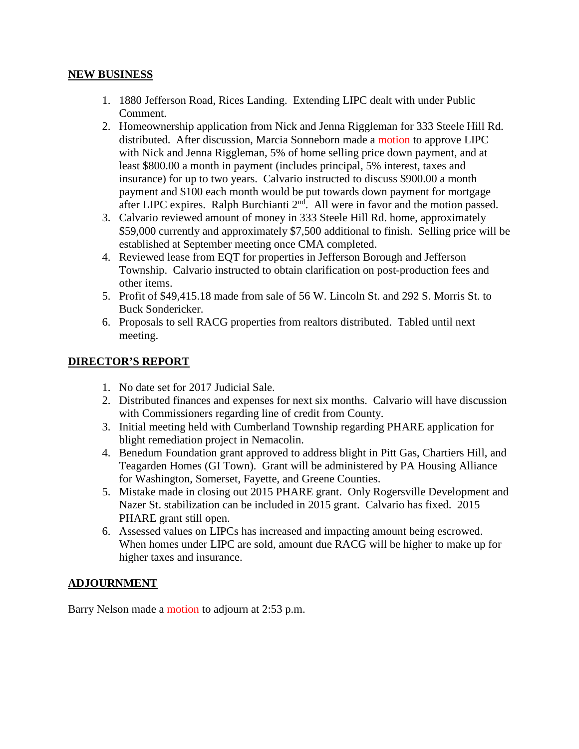## NEW BUSINESS

1. 1880 Jefferson Road, Rices Landing. Extending LIPC dealt with under Public Comment.
2. Homeownership application from Nick and Jenna Riggleman for 333 Steele Hill Rd. distributed. After discussion, Marcia Sonneborn made a motion to approve LIPC with Nick and Jenna Riggleman, 5% of home selling price down payment, and at least $800.00 a month in payment (includes principal, 5% interest, taxes and insurance) for up to two years. Calvario instructed to discuss $900.00 a month payment and $100 each month would be put towards down payment for mortgage after LIPC expires. Ralph Burchianti 2nd. All were in favor and the motion passed.
3. Calvario reviewed amount of money in 333 Steele Hill Rd. home, approximately $59,000 currently and approximately $7,500 additional to finish. Selling price will be established at September meeting once CMA completed.
4. Reviewed lease from EQT for properties in Jefferson Borough and Jefferson Township. Calvario instructed to obtain clarification on post-production fees and other items.
5. Profit of $49,415.18 made from sale of 56 W. Lincoln St. and 292 S. Morris St. to Buck Sondericker.
6. Proposals to sell RACG properties from realtors distributed. Tabled until next meeting.

## DIRECTOR'S REPORT

1. No date set for 2017 Judicial Sale.
2. Distributed finances and expenses for next six months. Calvario will have discussion with Commissioners regarding line of credit from County.
3. Initial meeting held with Cumberland Township regarding PHARE application for blight remediation project in Nemacolin.
4. Benedum Foundation grant approved to address blight in Pitt Gas, Chartiers Hill, and Teagarden Homes (GI Town). Grant will be administered by PA Housing Alliance for Washington, Somerset, Fayette, and Greene Counties.
5. Mistake made in closing out 2015 PHARE grant. Only Rogersville Development and Nazer St. stabilization can be included in 2015 grant. Calvario has fixed. 2015 PHARE grant still open.
6. Assessed values on LIPCs has increased and impacting amount being escrowed. When homes under LIPC are sold, amount due RACG will be higher to make up for higher taxes and insurance.

## ADJOURNMENT

Barry Nelson made a motion to adjourn at 2:53 p.m.